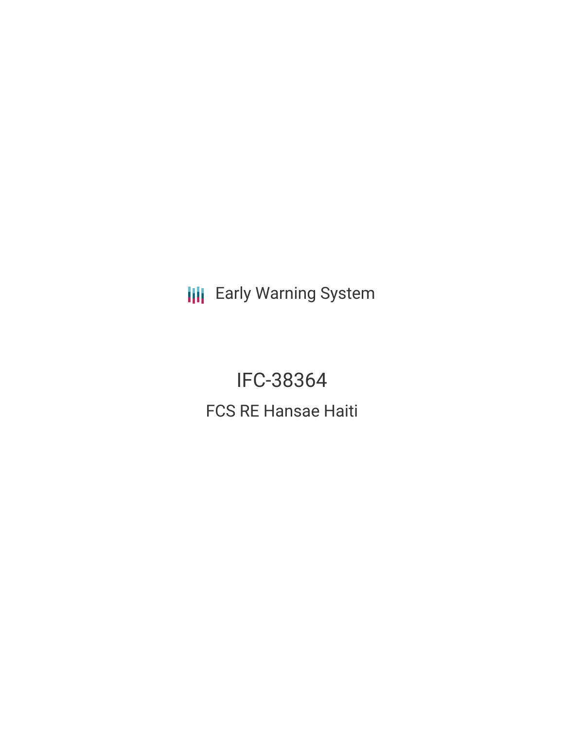Early Warning System

# IFC-38364

## FCS RE Hansae Haiti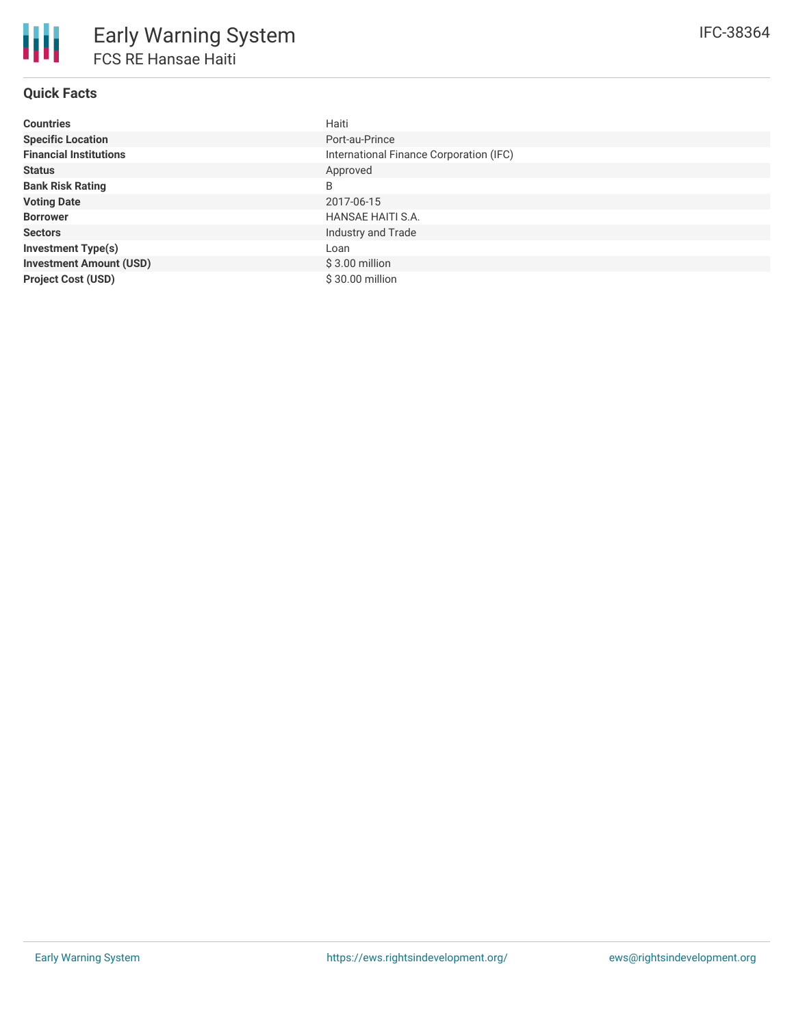# Early Warning System

## FCS RE Hansae Haiti

IFC-38364

### Quick Facts

| | |
|---|---|
| **Countries** | Haiti |
| **Specific Location** | Port-au-Prince |
| **Financial Institutions** | International Finance Corporation (IFC) |
| **Status** | Approved |
| **Bank Risk Rating** | B |
| **Voting Date** | 2017-06-15 |
| **Borrower** | HANSAE HAITI S.A. |
| **Sectors** | Industry and Trade |
| **Investment Type(s)** | Loan |
| **Investment Amount (USD)** | $ 3.00 million |
| **Project Cost (USD)** | $ 30.00 million |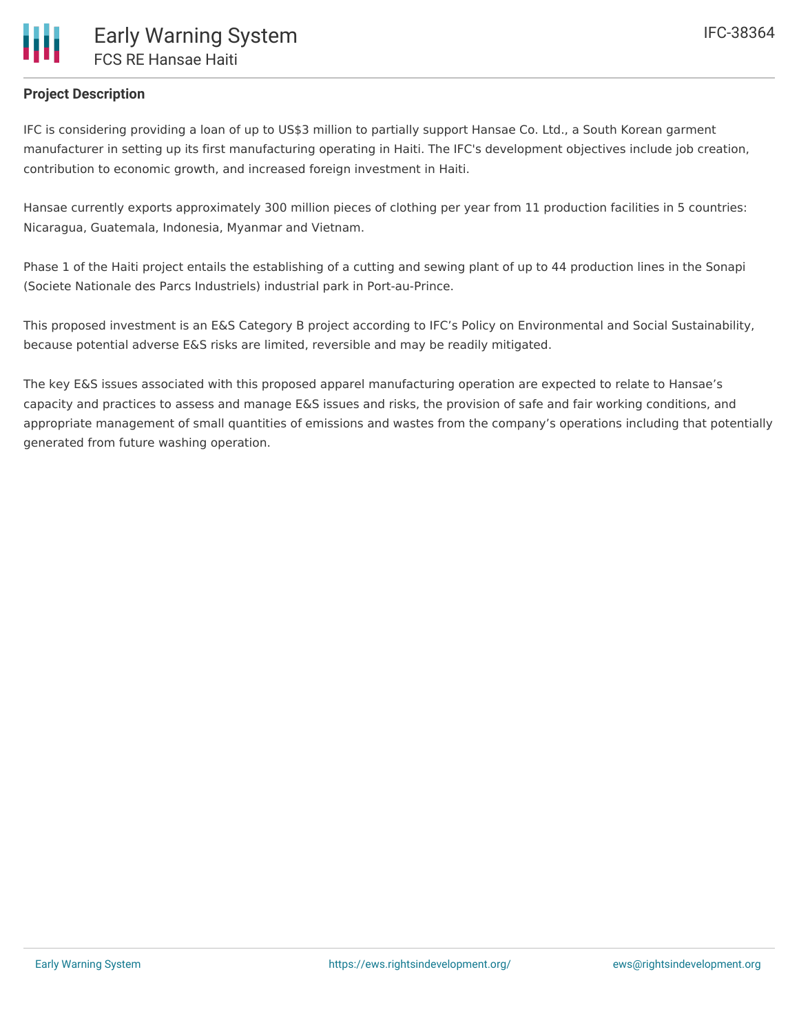## Project Description

IFC is considering providing a loan of up to US$3 million to partially support Hansae Co. Ltd., a South Korean garment manufacturer in setting up its first manufacturing operating in Haiti. The IFC's development objectives include job creation, contribution to economic growth, and increased foreign investment in Haiti.

Hansae currently exports approximately 300 million pieces of clothing per year from 11 production facilities in 5 countries: Nicaragua, Guatemala, Indonesia, Myanmar and Vietnam.

Phase 1 of the Haiti project entails the establishing of a cutting and sewing plant of up to 44 production lines in the Sonapi (Societe Nationale des Parcs Industriels) industrial park in Port-au-Prince.

This proposed investment is an E&S Category B project according to IFC's Policy on Environmental and Social Sustainability, because potential adverse E&S risks are limited, reversible and may be readily mitigated.

The key E&S issues associated with this proposed apparel manufacturing operation are expected to relate to Hansae's capacity and practices to assess and manage E&S issues and risks, the provision of safe and fair working conditions, and appropriate management of small quantities of emissions and wastes from the company's operations including that potentially generated from future washing operation.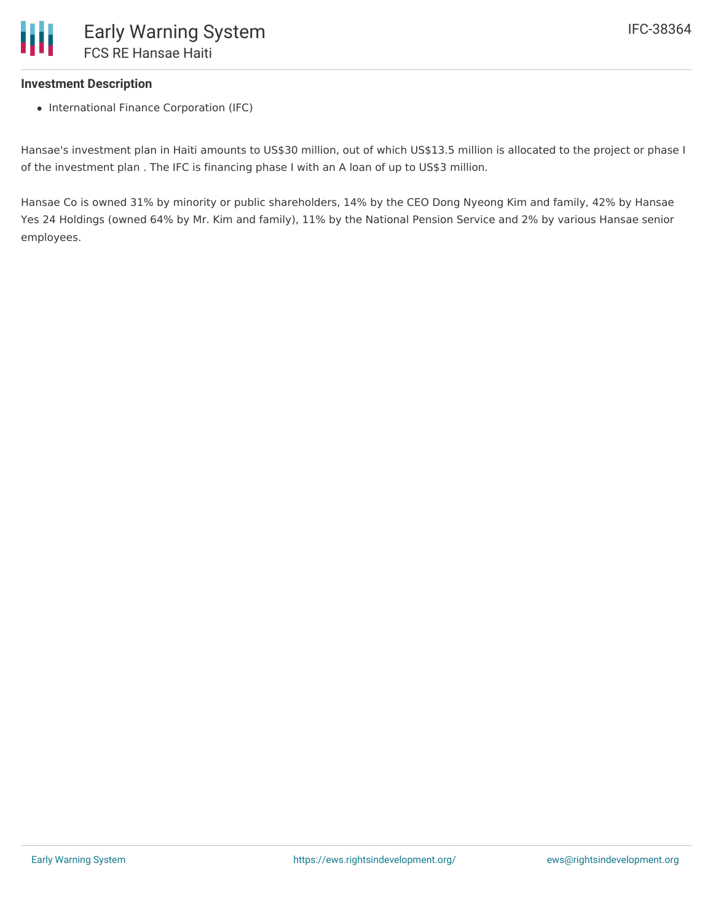### Investment Description

- International Finance Corporation (IFC)

Hansae's investment plan in Haiti amounts to US$30 million, out of which US$13.5 million is allocated to the project or phase I of the investment plan . The IFC is financing phase I with an A loan of up to US$3 million.

Hansae Co is owned 31% by minority or public shareholders, 14% by the CEO Dong Nyeong Kim and family, 42% by Hansae Yes 24 Holdings (owned 64% by Mr. Kim and family), 11% by the National Pension Service and 2% by various Hansae senior employees.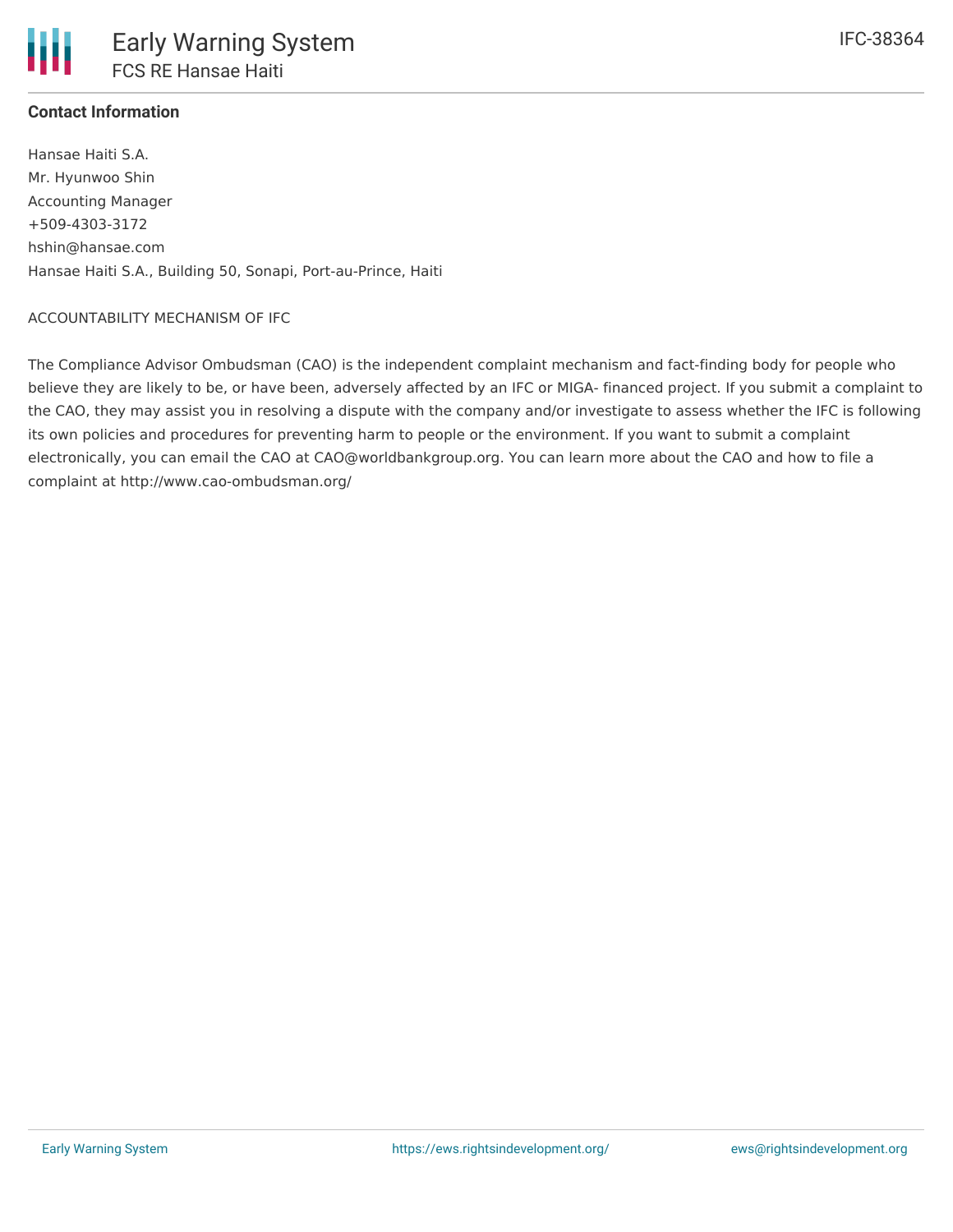**Contact Information**

Hansae Haiti S.A.
Mr. Hyunwoo Shin
Accounting Manager
+509-4303-3172
hshin@hansae.com
Hansae Haiti S.A., Building 50, Sonapi, Port-au-Prince, Haiti

ACCOUNTABILITY MECHANISM OF IFC

The Compliance Advisor Ombudsman (CAO) is the independent complaint mechanism and fact-finding body for people who believe they are likely to be, or have been, adversely affected by an IFC or MIGA- financed project. If you submit a complaint to the CAO, they may assist you in resolving a dispute with the company and/or investigate to assess whether the IFC is following its own policies and procedures for preventing harm to people or the environment. If you want to submit a complaint electronically, you can email the CAO at CAO@worldbankgroup.org. You can learn more about the CAO and how to file a complaint at http://www.cao-ombudsman.org/